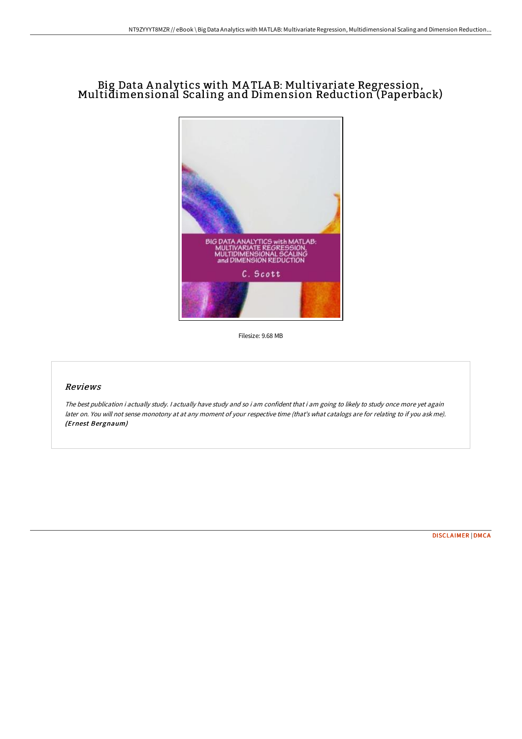# Big Data Analytics with MATLAB: Multivariate Regression, Multidimensional Scaling and Dimension Reduction (Paperback)

Filesize: 9.68 MB

## Reviews

*The best publication i actually study. I actually have study and so i am confident that i am going to likely to study once more yet again later on. You will not sense monotony at at any moment of your respective time (that's what catalogs are for relating to if you ask me).*
***(Ernest Bergnaum)***

DISCLAIMER | DMCA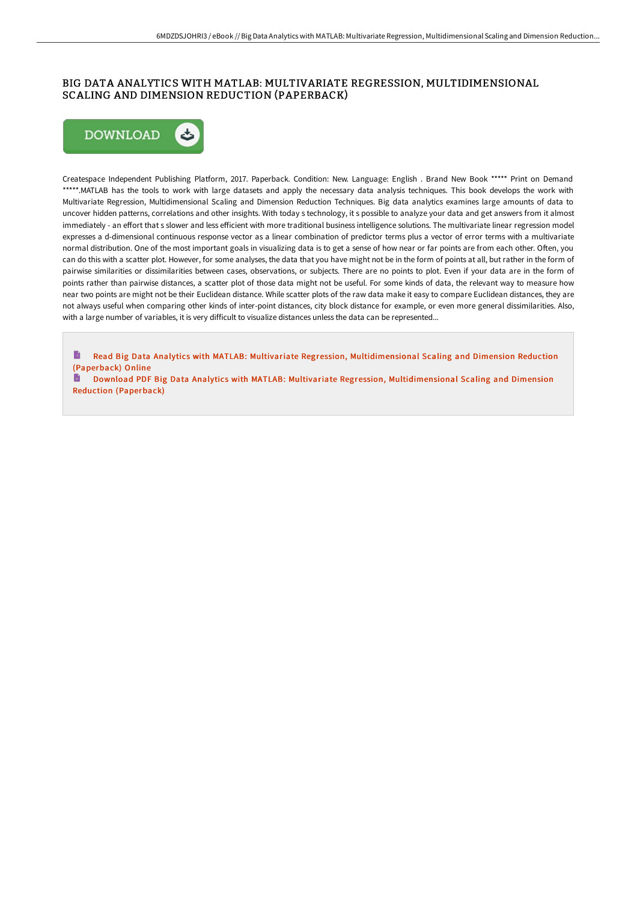# BIG DATA ANALYTICS WITH MATLAB: MULTIVARIATE REGRESSION, MULTIDIMENSIONAL SCALING AND DIMENSION REDUCTION (PAPERBACK)

DOWNLOAD

Createspace Independent Publishing Platform, 2017. Paperback. Condition: New. Language: English . Brand New Book ***** Print on Demand *****.MATLAB has the tools to work with large datasets and apply the necessary data analysis techniques. This book develops the work with Multivariate Regression, Multidimensional Scaling and Dimension Reduction Techniques. Big data analytics examines large amounts of data to uncover hidden patterns, correlations and other insights. With today s technology, it s possible to analyze your data and get answers from it almost immediately - an effort that s slower and less efficient with more traditional business intelligence solutions. The multivariate linear regression model expresses a d-dimensional continuous response vector as a linear combination of predictor terms plus a vector of error terms with a multivariate normal distribution. One of the most important goals in visualizing data is to get a sense of how near or far points are from each other. Often, you can do this with a scatter plot. However, for some analyses, the data that you have might not be in the form of points at all, but rather in the form of pairwise similarities or dissimilarities between cases, observations, or subjects. There are no points to plot. Even if your data are in the form of points rather than pairwise distances, a scatter plot of those data might not be useful. For some kinds of data, the relevant way to measure how near two points are might not be their Euclidean distance. While scatter plots of the raw data make it easy to compare Euclidean distances, they are not always useful when comparing other kinds of inter-point distances, city block distance for example, or even more general dissimilarities. Also, with a large number of variables, it is very difficult to visualize distances unless the data can be represented...

Read Big Data Analytics with MATLAB: Multivariate Regression, Multidimensional Scaling and Dimension Reduction (Paperback) Online

Download PDF Big Data Analytics with MATLAB: Multivariate Regression, Multidimensional Scaling and Dimension Reduction (Paperback)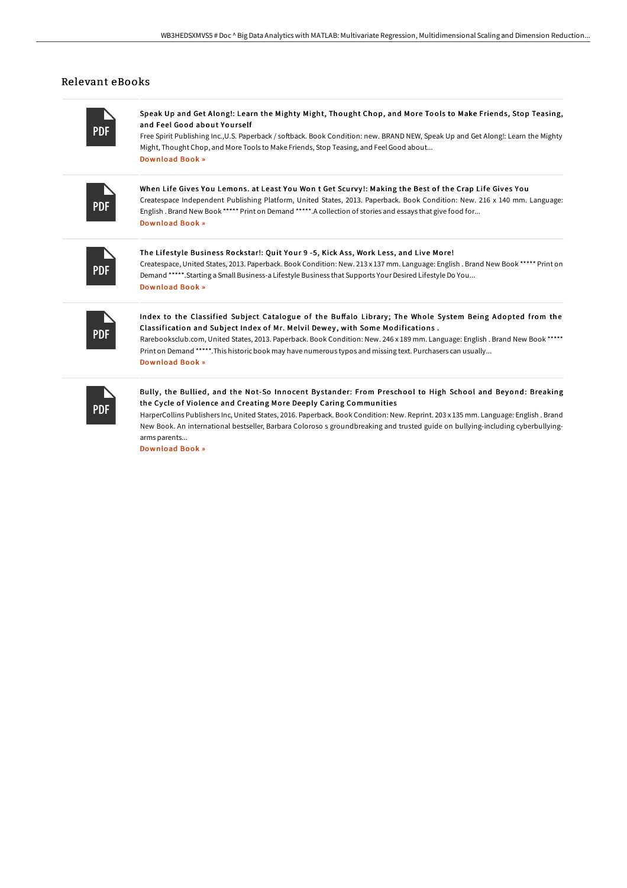## Relevant eBooks

PDF

**Speak Up and Get Along!: Learn the Mighty Might, Thought Chop, and More Tools to Make Friends, Stop Teasing, and Feel Good about Yourself**

Free Spirit Publishing Inc.,U.S. Paperback / softback. Book Condition: new. BRAND NEW, Speak Up and Get Along!: Learn the Mighty Might, Thought Chop, and More Tools to Make Friends, Stop Teasing, and Feel Good about...

Download Book »

PDF

**When Life Gives You Lemons. at Least You Won t Get Scurvy!: Making the Best of the Crap Life Gives You**

Createspace Independent Publishing Platform, United States, 2013. Paperback. Book Condition: New. 216 x 140 mm. Language: English . Brand New Book ***** Print on Demand *****.A collection of stories and essays that give food for...

Download Book »

PDF

**The Lifestyle Business Rockstar!: Quit Your 9 -5, Kick Ass, Work Less, and Live More!**

Createspace, United States, 2013. Paperback. Book Condition: New. 213 x 137 mm. Language: English . Brand New Book ***** Print on Demand *****.Starting a Small Business-a Lifestyle Business that Supports Your Desired Lifestyle Do You...

Download Book »

PDF

**Index to the Classified Subject Catalogue of the Buffalo Library; The Whole System Being Adopted from the Classification and Subject Index of Mr. Melvil Dewey, with Some Modifications .**

Rarebooksclub.com, United States, 2013. Paperback. Book Condition: New. 246 x 189 mm. Language: English . Brand New Book ***** Print on Demand *****.This historic book may have numerous typos and missing text. Purchasers can usually...

Download Book »

PDF

**Bully, the Bullied, and the Not-So Innocent Bystander: From Preschool to High School and Beyond: Breaking the Cycle of Violence and Creating More Deeply Caring Communities**

HarperCollins Publishers Inc, United States, 2016. Paperback. Book Condition: New. Reprint. 203 x 135 mm. Language: English . Brand New Book. An international bestseller, Barbara Coloroso s groundbreaking and trusted guide on bullying-including cyberbullying-arms parents...

Download Book »